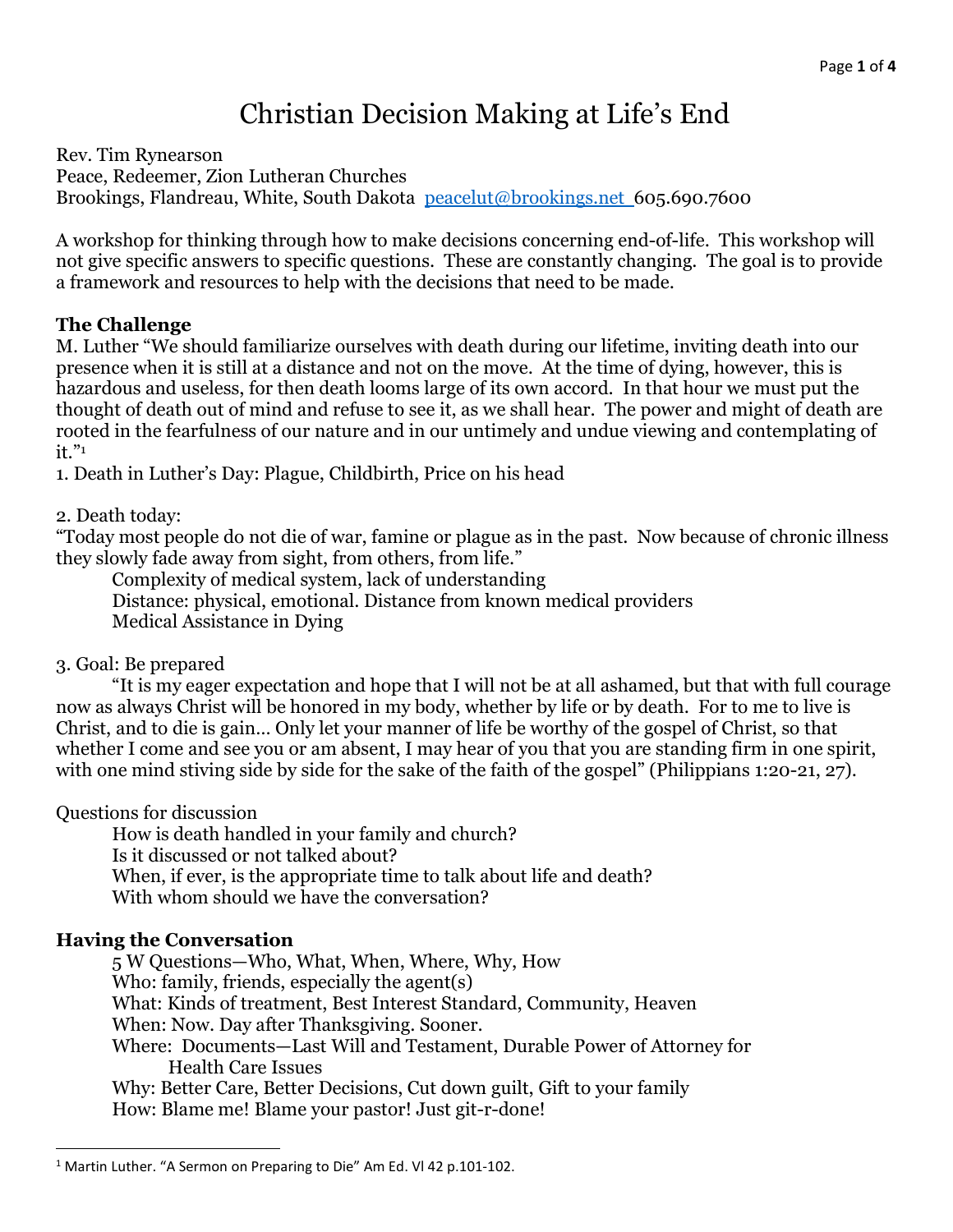# Christian Decision Making at Life's End

Rev. Tim Rynearson
Peace, Redeemer, Zion Lutheran Churches
Brookings, Flandreau, White, South Dakota peacelut@brookings.net 605.690.7600

A workshop for thinking through how to make decisions concerning end-of-life. This workshop will not give specific answers to specific questions. These are constantly changing. The goal is to provide a framework and resources to help with the decisions that need to be made.

## The Challenge

M. Luther "We should familiarize ourselves with death during our lifetime, inviting death into our presence when it is still at a distance and not on the move. At the time of dying, however, this is hazardous and useless, for then death looms large of its own accord. In that hour we must put the thought of death out of mind and refuse to see it, as we shall hear. The power and might of death are rooted in the fearfulness of our nature and in our untimely and undue viewing and contemplating of it."[1]

1. Death in Luther's Day: Plague, Childbirth, Price on his head

2. Death today:

"Today most people do not die of war, famine or plague as in the past. Now because of chronic illness they slowly fade away from sight, from others, from life."

Complexity of medical system, lack of understanding
Distance: physical, emotional. Distance from known medical providers
Medical Assistance in Dying

3. Goal: Be prepared

"It is my eager expectation and hope that I will not be at all ashamed, but that with full courage now as always Christ will be honored in my body, whether by life or by death. For to me to live is Christ, and to die is gain… Only let your manner of life be worthy of the gospel of Christ, so that whether I come and see you or am absent, I may hear of you that you are standing firm in one spirit, with one mind stiving side by side for the sake of the faith of the gospel" (Philippians 1:20-21, 27).

Questions for discussion

How is death handled in your family and church?
Is it discussed or not talked about?
When, if ever, is the appropriate time to talk about life and death?
With whom should we have the conversation?

## Having the Conversation

5 W Questions—Who, What, When, Where, Why, How
Who: family, friends, especially the agent(s)
What: Kinds of treatment, Best Interest Standard, Community, Heaven
When: Now. Day after Thanksgiving. Sooner.
Where: Documents—Last Will and Testament, Durable Power of Attorney for Health Care Issues
Why: Better Care, Better Decisions, Cut down guilt, Gift to your family
How: Blame me! Blame your pastor! Just git-r-done!

---

[1] Martin Luther. "A Sermon on Preparing to Die" Am Ed. Vl 42 p.101-102.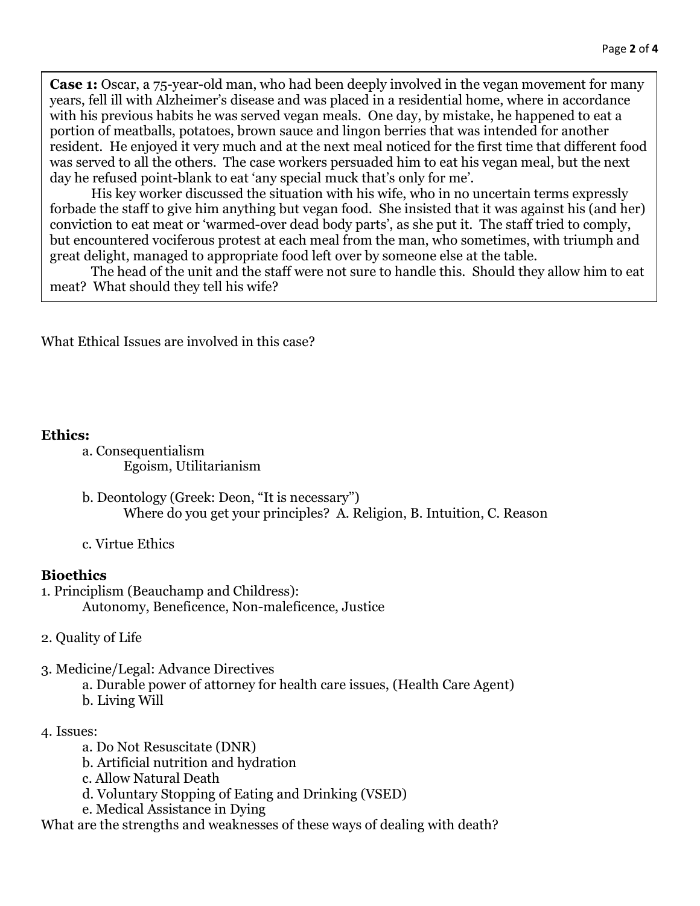**Case 1:** Oscar, a 75-year-old man, who had been deeply involved in the vegan movement for many years, fell ill with Alzheimer's disease and was placed in a residential home, where in accordance with his previous habits he was served vegan meals. One day, by mistake, he happened to eat a portion of meatballs, potatoes, brown sauce and lingon berries that was intended for another resident. He enjoyed it very much and at the next meal noticed for the first time that different food was served to all the others. The case workers persuaded him to eat his vegan meal, but the next day he refused point-blank to eat 'any special muck that's only for me'.

His key worker discussed the situation with his wife, who in no uncertain terms expressly forbade the staff to give him anything but vegan food. She insisted that it was against his (and her) conviction to eat meat or 'warmed-over dead body parts', as she put it. The staff tried to comply, but encountered vociferous protest at each meal from the man, who sometimes, with triumph and great delight, managed to appropriate food left over by someone else at the table.

The head of the unit and the staff were not sure to handle this. Should they allow him to eat meat? What should they tell his wife?

What Ethical Issues are involved in this case?

**Ethics:**

a. Consequentialism
   Egoism, Utilitarianism

b. Deontology (Greek: Deon, "It is necessary")
   Where do you get your principles? A. Religion, B. Intuition, C. Reason

c. Virtue Ethics

**Bioethics**

1. Principlism (Beauchamp and Childress):
   Autonomy, Beneficence, Non-maleficence, Justice

2. Quality of Life

3. Medicine/Legal: Advance Directives
   a. Durable power of attorney for health care issues, (Health Care Agent)
   b. Living Will

4. Issues:
   a. Do Not Resuscitate (DNR)
   b. Artificial nutrition and hydration
   c. Allow Natural Death
   d. Voluntary Stopping of Eating and Drinking (VSED)
   e. Medical Assistance in Dying

What are the strengths and weaknesses of these ways of dealing with death?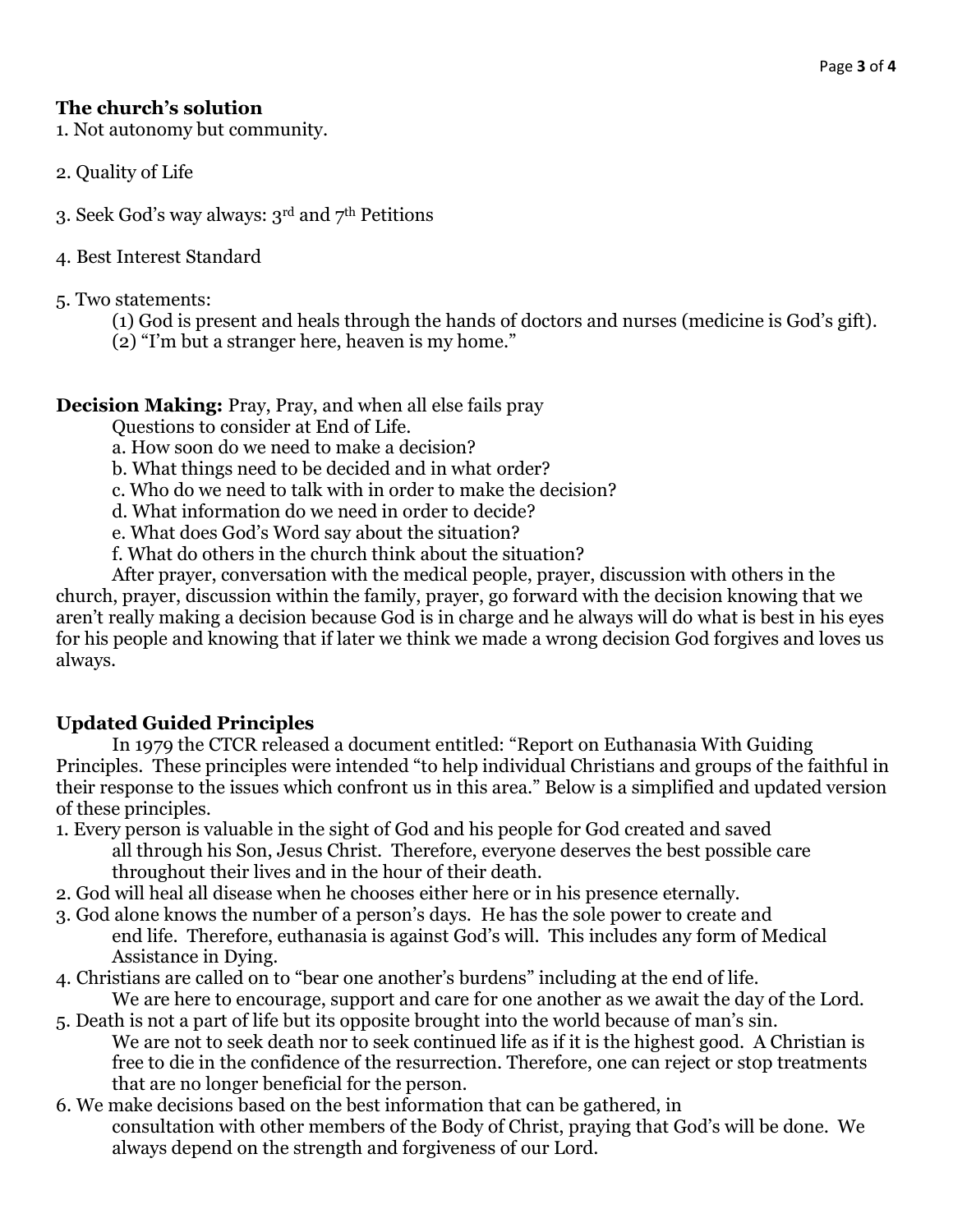**The church's solution**

1. Not autonomy but community.

2. Quality of Life

3. Seek God's way always: 3rd and 7th Petitions

4. Best Interest Standard

5. Two statements:

    (1) God is present and heals through the hands of doctors and nurses (medicine is God's gift).

    (2) "I'm but a stranger here, heaven is my home."

**Decision Making:** Pray, Pray, and when all else fails pray

Questions to consider at End of Life.

a. How soon do we need to make a decision?
b. What things need to be decided and in what order?
c. Who do we need to talk with in order to make the decision?
d. What information do we need in order to decide?
e. What does God's Word say about the situation?
f. What do others in the church think about the situation?

After prayer, conversation with the medical people, prayer, discussion with others in the church, prayer, discussion within the family, prayer, go forward with the decision knowing that we aren't really making a decision because God is in charge and he always will do what is best in his eyes for his people and knowing that if later we think we made a wrong decision God forgives and loves us always.

**Updated Guided Principles**

In 1979 the CTCR released a document entitled: "Report on Euthanasia With Guiding Principles. These principles were intended "to help individual Christians and groups of the faithful in their response to the issues which confront us in this area." Below is a simplified and updated version of these principles.

1. Every person is valuable in the sight of God and his people for God created and saved all through his Son, Jesus Christ. Therefore, everyone deserves the best possible care throughout their lives and in the hour of their death.
2. God will heal all disease when he chooses either here or in his presence eternally.
3. God alone knows the number of a person's days. He has the sole power to create and end life. Therefore, euthanasia is against God's will. This includes any form of Medical Assistance in Dying.
4. Christians are called on to "bear one another's burdens" including at the end of life. We are here to encourage, support and care for one another as we await the day of the Lord.
5. Death is not a part of life but its opposite brought into the world because of man's sin. We are not to seek death nor to seek continued life as if it is the highest good. A Christian is free to die in the confidence of the resurrection. Therefore, one can reject or stop treatments that are no longer beneficial for the person.
6. We make decisions based on the best information that can be gathered, in consultation with other members of the Body of Christ, praying that God's will be done. We always depend on the strength and forgiveness of our Lord.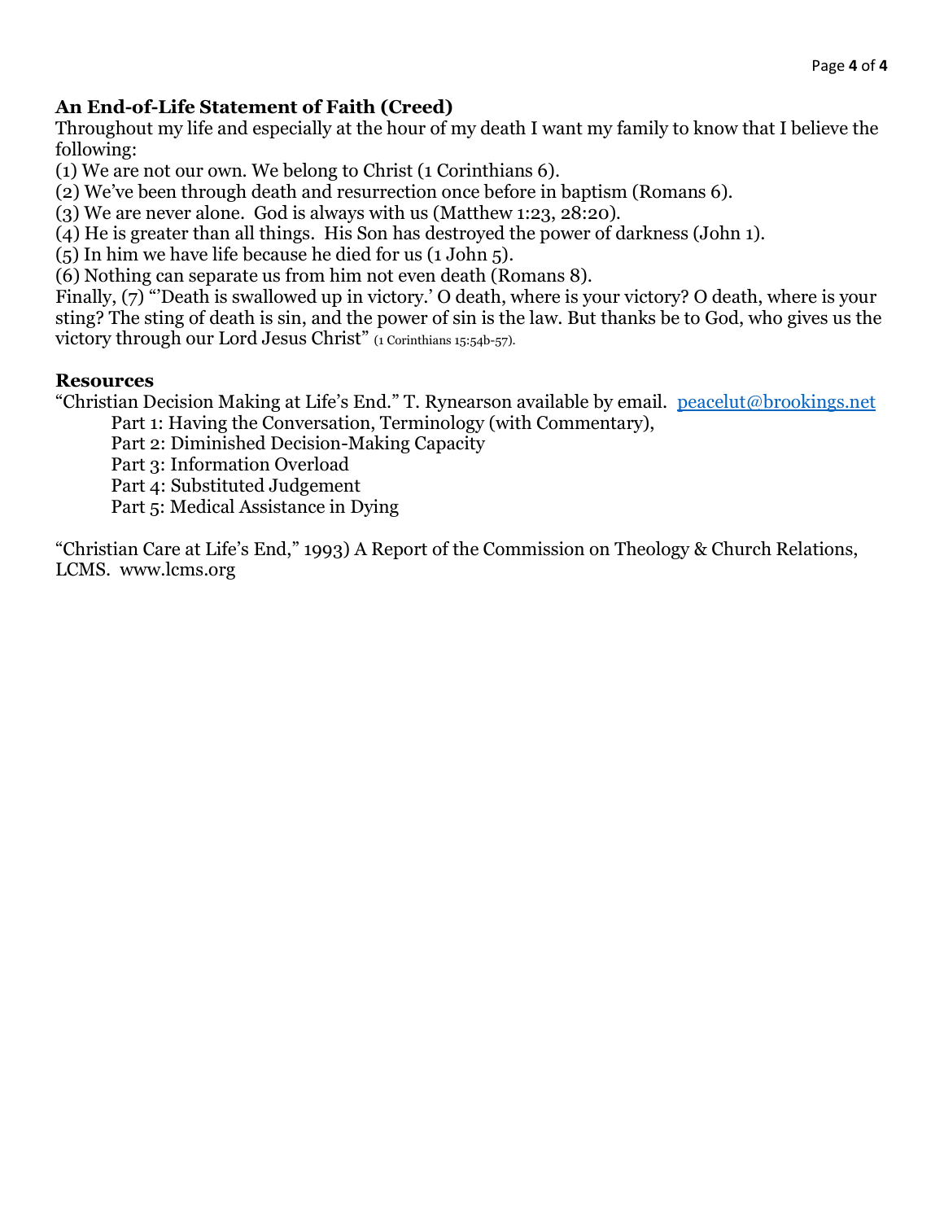### An End-of-Life Statement of Faith (Creed)

Throughout my life and especially at the hour of my death I want my family to know that I believe the following:

(1) We are not our own. We belong to Christ (1 Corinthians 6).
(2) We've been through death and resurrection once before in baptism (Romans 6).
(3) We are never alone. God is always with us (Matthew 1:23, 28:20).
(4) He is greater than all things. His Son has destroyed the power of darkness (John 1).
(5) In him we have life because he died for us (1 John 5).
(6) Nothing can separate us from him not even death (Romans 8).
Finally, (7) "'Death is swallowed up in victory.' O death, where is your victory? O death, where is your sting? The sting of death is sin, and the power of sin is the law. But thanks be to God, who gives us the victory through our Lord Jesus Christ" (1 Corinthians 15:54b-57).

### Resources

"Christian Decision Making at Life's End." T. Rynearson available by email. peacelut@brookings.net

Part 1: Having the Conversation, Terminology (with Commentary),
Part 2: Diminished Decision-Making Capacity
Part 3: Information Overload
Part 4: Substituted Judgement
Part 5: Medical Assistance in Dying

"Christian Care at Life's End," 1993) A Report of the Commission on Theology & Church Relations, LCMS. www.lcms.org